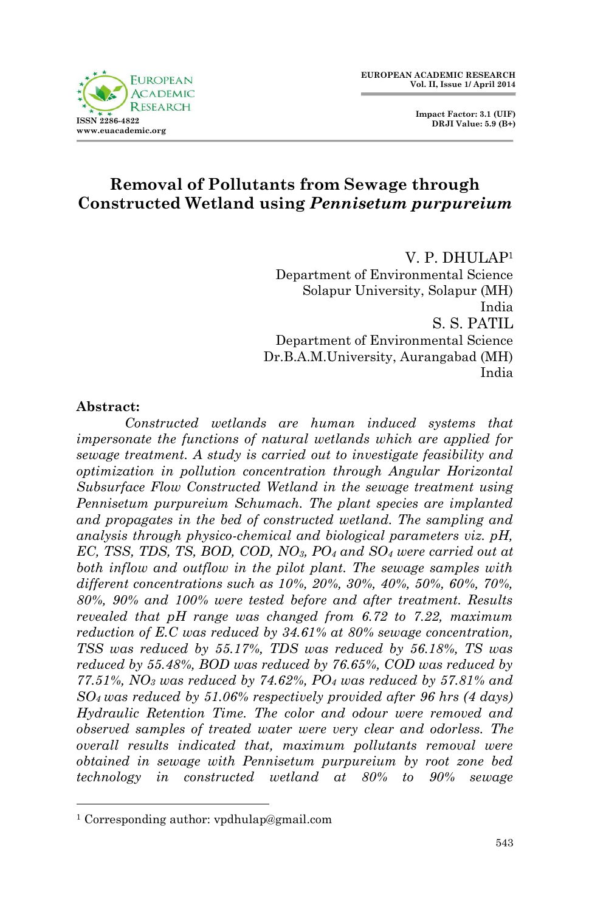# Removal of Pollutants from Sewage through Constructed Wetland using *Pennisetum purpureium*

V. P. DHULAP[1]
Department of Environmental Science
Solapur University, Solapur (MH)
India

S. S. PATIL
Department of Environmental Science
Dr.B.A.M.University, Aurangabad (MH)
India

**Abstract:**

*Constructed wetlands are human induced systems that impersonate the functions of natural wetlands which are applied for sewage treatment. A study is carried out to investigate feasibility and optimization in pollution concentration through Angular Horizontal Subsurface Flow Constructed Wetland in the sewage treatment using Pennisetum purpureium Schumach. The plant species are implanted and propagates in the bed of constructed wetland. The sampling and analysis through physico-chemical and biological parameters viz. pH, EC, TSS, TDS, TS, BOD, COD,* $NO_3$*,* $PO_4$ *and* $SO_4$ *were carried out at both inflow and outflow in the pilot plant. The sewage samples with different concentrations such as 10%, 20%, 30%, 40%, 50%, 60%, 70%, 80%, 90% and 100% were tested before and after treatment. Results revealed that pH range was changed from 6.72 to 7.22, maximum reduction of E.C was reduced by 34.61% at 80% sewage concentration, TSS was reduced by 55.17%, TDS was reduced by 56.18%, TS was reduced by 55.48%, BOD was reduced by 76.65%, COD was reduced by 77.51%,* $NO_3$ *was reduced by 74.62%,* $PO_4$ *was reduced by 57.81% and* $SO_4$ *was reduced by 51.06% respectively provided after 96 hrs (4 days) Hydraulic Retention Time. The color and odour were removed and observed samples of treated water were very clear and odorless. The overall results indicated that, maximum pollutants removal were obtained in sewage with Pennisetum purpureium by root zone bed technology in constructed wetland at 80% to 90% sewage*

[1] Corresponding author: vpdhulap@gmail.com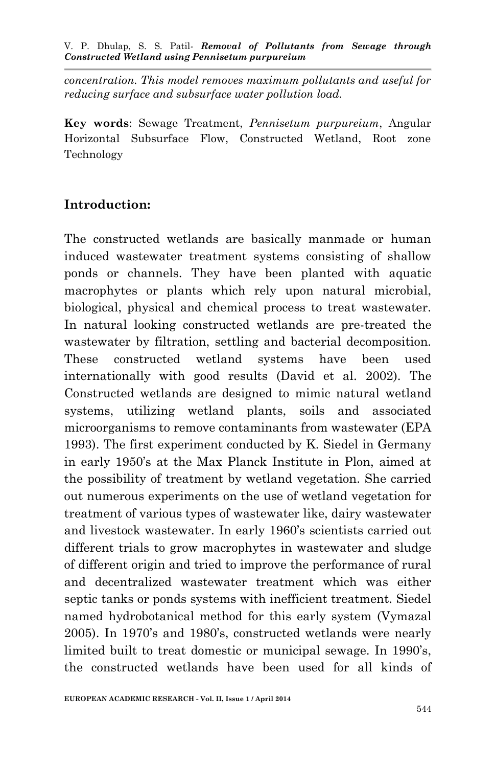*concentration. This model removes maximum pollutants and useful for reducing surface and subsurface water pollution load.*

**Key words**: Sewage Treatment, *Pennisetum purpureium*, Angular Horizontal Subsurface Flow, Constructed Wetland, Root zone Technology

## Introduction:

The constructed wetlands are basically manmade or human induced wastewater treatment systems consisting of shallow ponds or channels. They have been planted with aquatic macrophytes or plants which rely upon natural microbial, biological, physical and chemical process to treat wastewater. In natural looking constructed wetlands are pre-treated the wastewater by filtration, settling and bacterial decomposition. These constructed wetland systems have been used internationally with good results (David et al. 2002). The Constructed wetlands are designed to mimic natural wetland systems, utilizing wetland plants, soils and associated microorganisms to remove contaminants from wastewater (EPA 1993). The first experiment conducted by K. Siedel in Germany in early 1950's at the Max Planck Institute in Plon, aimed at the possibility of treatment by wetland vegetation. She carried out numerous experiments on the use of wetland vegetation for treatment of various types of wastewater like, dairy wastewater and livestock wastewater. In early 1960's scientists carried out different trials to grow macrophytes in wastewater and sludge of different origin and tried to improve the performance of rural and decentralized wastewater treatment which was either septic tanks or ponds systems with inefficient treatment. Siedel named hydrobotanical method for this early system (Vymazal 2005). In 1970's and 1980's, constructed wetlands were nearly limited built to treat domestic or municipal sewage. In 1990's, the constructed wetlands have been used for all kinds of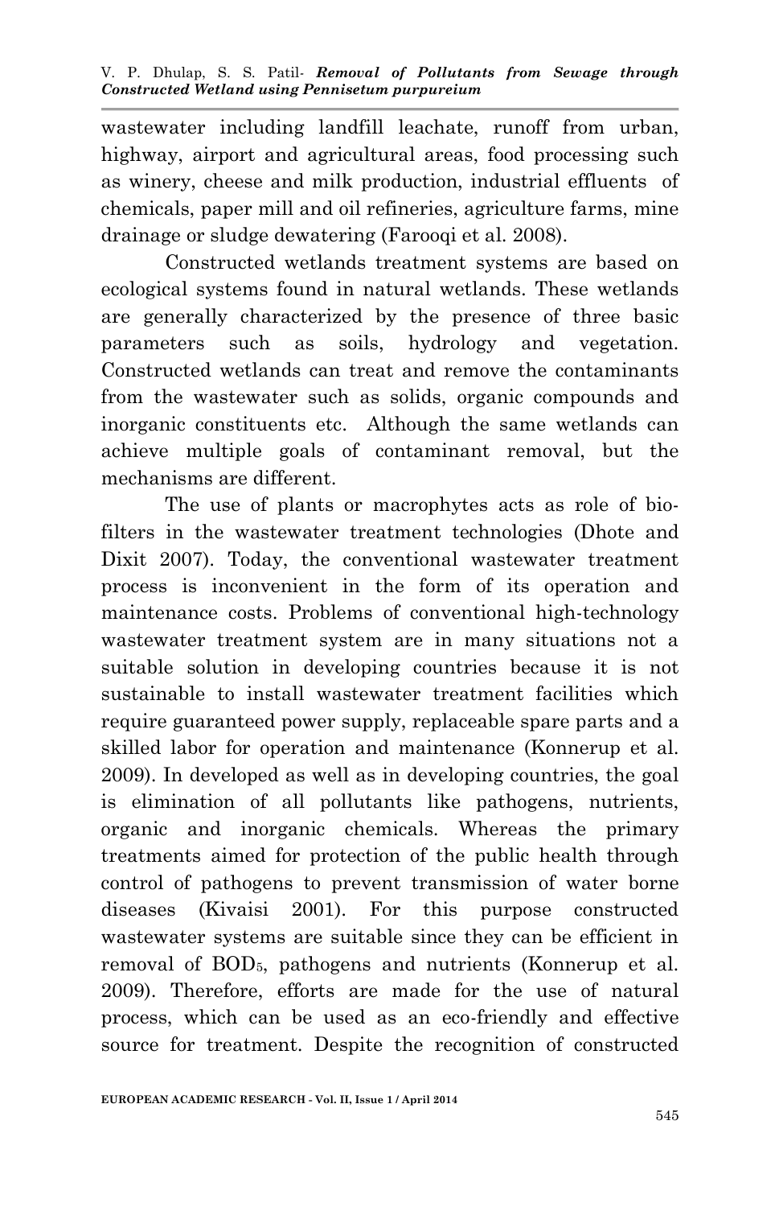wastewater including landfill leachate, runoff from urban, highway, airport and agricultural areas, food processing such as winery, cheese and milk production, industrial effluents of chemicals, paper mill and oil refineries, agriculture farms, mine drainage or sludge dewatering (Farooqi et al. 2008).

Constructed wetlands treatment systems are based on ecological systems found in natural wetlands. These wetlands are generally characterized by the presence of three basic parameters such as soils, hydrology and vegetation. Constructed wetlands can treat and remove the contaminants from the wastewater such as solids, organic compounds and inorganic constituents etc. Although the same wetlands can achieve multiple goals of contaminant removal, but the mechanisms are different.

The use of plants or macrophytes acts as role of bio-filters in the wastewater treatment technologies (Dhote and Dixit 2007). Today, the conventional wastewater treatment process is inconvenient in the form of its operation and maintenance costs. Problems of conventional high-technology wastewater treatment system are in many situations not a suitable solution in developing countries because it is not sustainable to install wastewater treatment facilities which require guaranteed power supply, replaceable spare parts and a skilled labor for operation and maintenance (Konnerup et al. 2009). In developed as well as in developing countries, the goal is elimination of all pollutants like pathogens, nutrients, organic and inorganic chemicals. Whereas the primary treatments aimed for protection of the public health through control of pathogens to prevent transmission of water borne diseases (Kivaisi 2001). For this purpose constructed wastewater systems are suitable since they can be efficient in removal of $BOD_5$, pathogens and nutrients (Konnerup et al. 2009). Therefore, efforts are made for the use of natural process, which can be used as an eco-friendly and effective source for treatment. Despite the recognition of constructed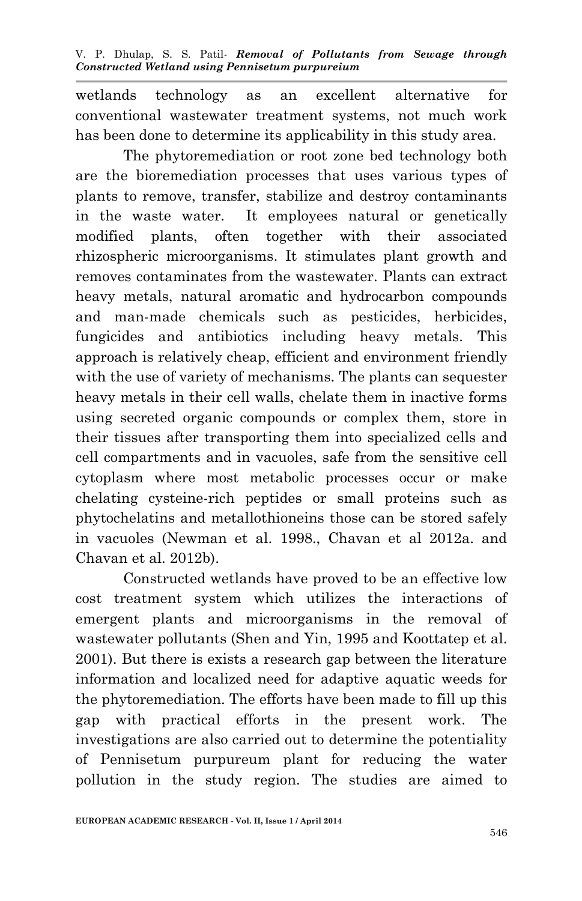wetlands technology as an excellent alternative for conventional wastewater treatment systems, not much work has been done to determine its applicability in this study area.

The phytoremediation or root zone bed technology both are the bioremediation processes that uses various types of plants to remove, transfer, stabilize and destroy contaminants in the waste water. It employees natural or genetically modified plants, often together with their associated rhizospheric microorganisms. It stimulates plant growth and removes contaminates from the wastewater. Plants can extract heavy metals, natural aromatic and hydrocarbon compounds and man-made chemicals such as pesticides, herbicides, fungicides and antibiotics including heavy metals. This approach is relatively cheap, efficient and environment friendly with the use of variety of mechanisms. The plants can sequester heavy metals in their cell walls, chelate them in inactive forms using secreted organic compounds or complex them, store in their tissues after transporting them into specialized cells and cell compartments and in vacuoles, safe from the sensitive cell cytoplasm where most metabolic processes occur or make chelating cysteine-rich peptides or small proteins such as phytochelatins and metallothioneins those can be stored safely in vacuoles (Newman et al. 1998., Chavan et al 2012a. and Chavan et al. 2012b).

Constructed wetlands have proved to be an effective low cost treatment system which utilizes the interactions of emergent plants and microorganisms in the removal of wastewater pollutants (Shen and Yin, 1995 and Koottatep et al. 2001). But there is exists a research gap between the literature information and localized need for adaptive aquatic weeds for the phytoremediation. The efforts have been made to fill up this gap with practical efforts in the present work. The investigations are also carried out to determine the potentiality of Pennisetum purpureum plant for reducing the water pollution in the study region. The studies are aimed to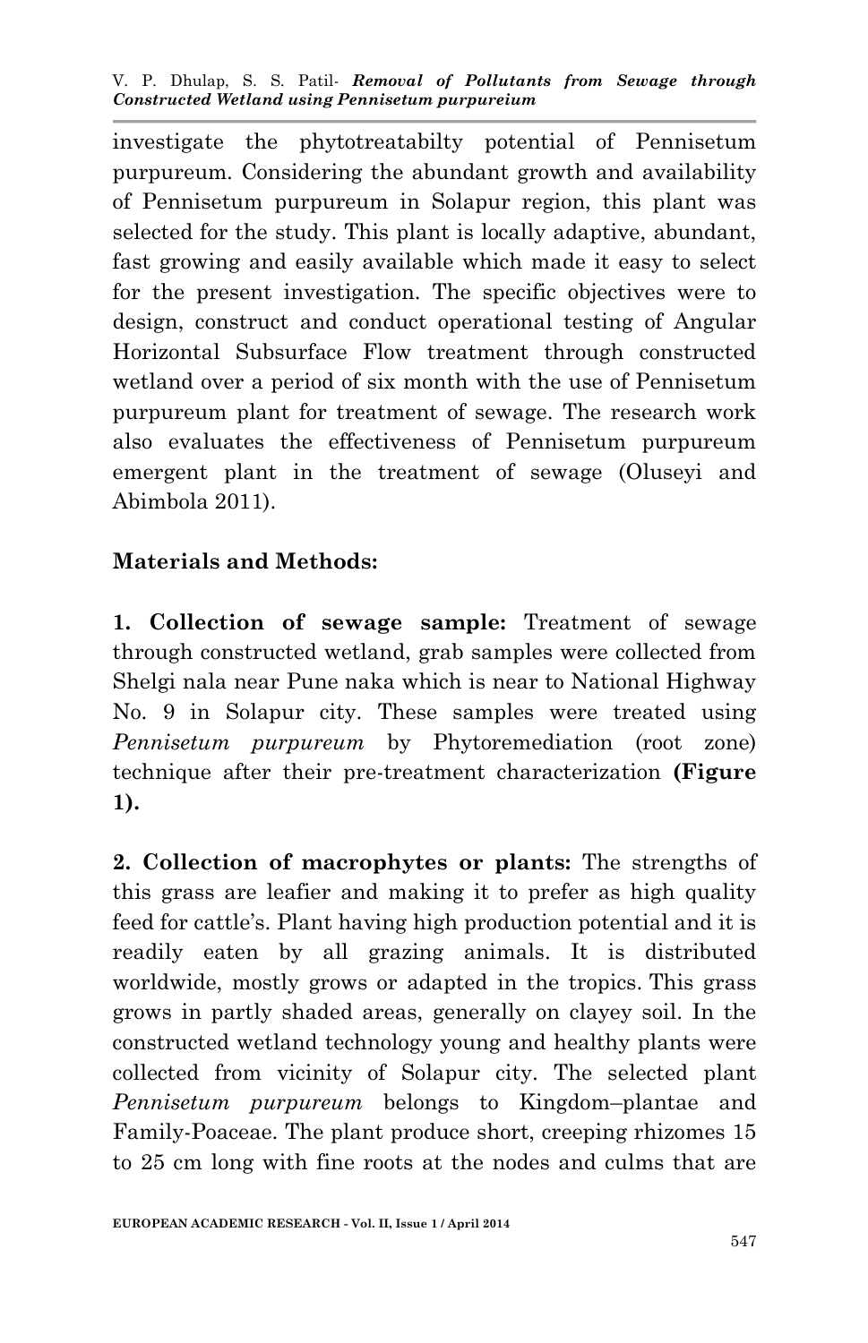investigate the phytotreatabilty potential of Pennisetum purpureum. Considering the abundant growth and availability of Pennisetum purpureum in Solapur region, this plant was selected for the study. This plant is locally adaptive, abundant, fast growing and easily available which made it easy to select for the present investigation. The specific objectives were to design, construct and conduct operational testing of Angular Horizontal Subsurface Flow treatment through constructed wetland over a period of six month with the use of Pennisetum purpureum plant for treatment of sewage. The research work also evaluates the effectiveness of Pennisetum purpureum emergent plant in the treatment of sewage (Oluseyi and Abimbola 2011).

## Materials and Methods:

**1. Collection of sewage sample:** Treatment of sewage through constructed wetland, grab samples were collected from Shelgi nala near Pune naka which is near to National Highway No. 9 in Solapur city. These samples were treated using *Pennisetum purpureum* by Phytoremediation (root zone) technique after their pre-treatment characterization **(Figure 1).**

**2. Collection of macrophytes or plants:** The strengths of this grass are leafier and making it to prefer as high quality feed for cattle's. Plant having high production potential and it is readily eaten by all grazing animals. It is distributed worldwide, mostly grows or adapted in the tropics. This grass grows in partly shaded areas, generally on clayey soil. In the constructed wetland technology young and healthy plants were collected from vicinity of Solapur city. The selected plant *Pennisetum purpureum* belongs to Kingdom–plantae and Family-Poaceae. The plant produce short, creeping rhizomes 15 to 25 cm long with fine roots at the nodes and culms that are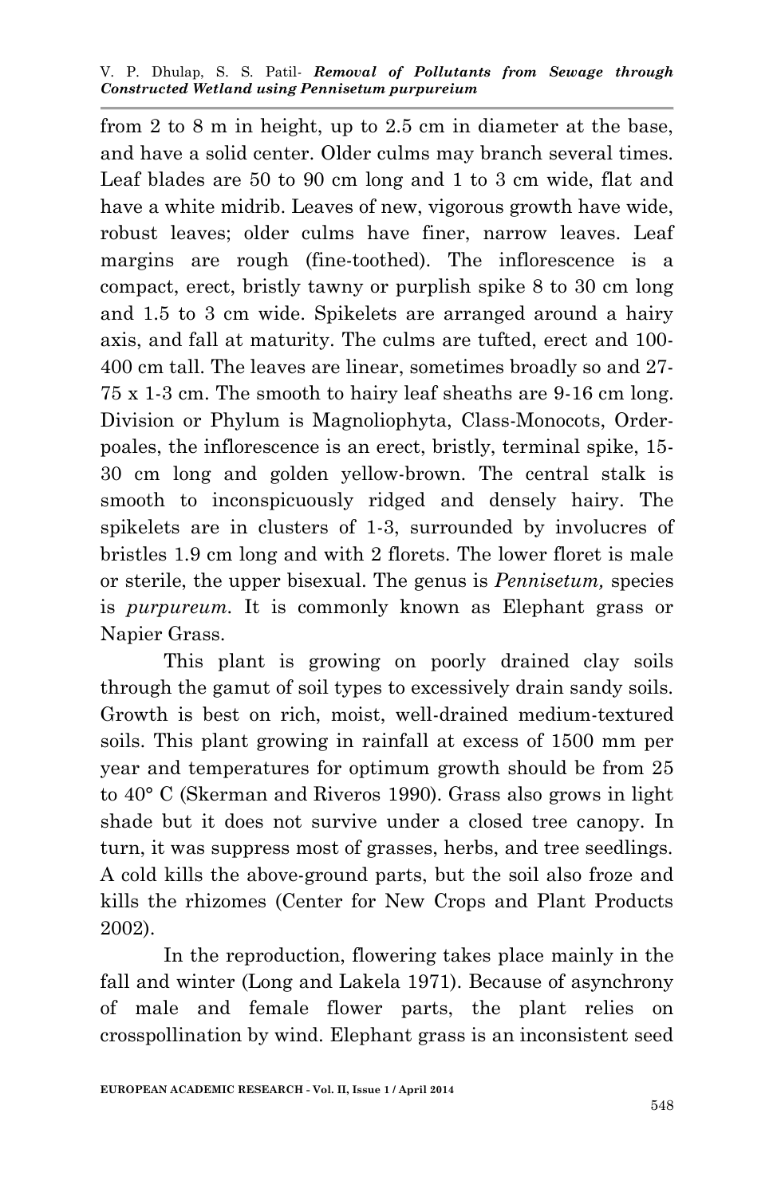from 2 to 8 m in height, up to 2.5 cm in diameter at the base, and have a solid center. Older culms may branch several times. Leaf blades are 50 to 90 cm long and 1 to 3 cm wide, flat and have a white midrib. Leaves of new, vigorous growth have wide, robust leaves; older culms have finer, narrow leaves. Leaf margins are rough (fine-toothed). The inflorescence is a compact, erect, bristly tawny or purplish spike 8 to 30 cm long and 1.5 to 3 cm wide. Spikelets are arranged around a hairy axis, and fall at maturity. The culms are tufted, erect and 100-400 cm tall. The leaves are linear, sometimes broadly so and 27-75 x 1-3 cm. The smooth to hairy leaf sheaths are 9-16 cm long. Division or Phylum is Magnoliophyta, Class-Monocots, Order-poales, the inflorescence is an erect, bristly, terminal spike, 15-30 cm long and golden yellow-brown. The central stalk is smooth to inconspicuously ridged and densely hairy. The spikelets are in clusters of 1-3, surrounded by involucres of bristles 1.9 cm long and with 2 florets. The lower floret is male or sterile, the upper bisexual. The genus is *Pennisetum,* species is *purpureum*. It is commonly known as Elephant grass or Napier Grass.

This plant is growing on poorly drained clay soils through the gamut of soil types to excessively drain sandy soils. Growth is best on rich, moist, well-drained medium-textured soils. This plant growing in rainfall at excess of 1500 mm per year and temperatures for optimum growth should be from 25 to 40° C (Skerman and Riveros 1990). Grass also grows in light shade but it does not survive under a closed tree canopy. In turn, it was suppress most of grasses, herbs, and tree seedlings. A cold kills the above-ground parts, but the soil also froze and kills the rhizomes (Center for New Crops and Plant Products 2002).

In the reproduction, flowering takes place mainly in the fall and winter (Long and Lakela 1971). Because of asynchrony of male and female flower parts, the plant relies on crosspollination by wind. Elephant grass is an inconsistent seed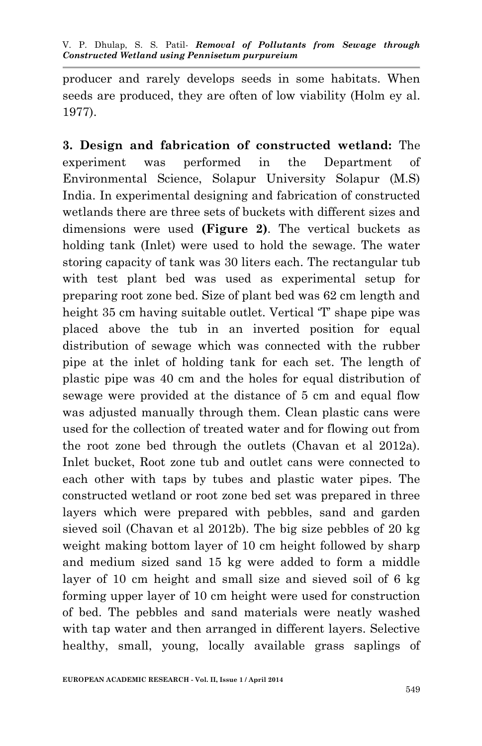producer and rarely develops seeds in some habitats. When seeds are produced, they are often of low viability (Holm ey al. 1977).

**3. Design and fabrication of constructed wetland:** The experiment was performed in the Department of Environmental Science, Solapur University Solapur (M.S) India. In experimental designing and fabrication of constructed wetlands there are three sets of buckets with different sizes and dimensions were used **(Figure 2)**. The vertical buckets as holding tank (Inlet) were used to hold the sewage. The water storing capacity of tank was 30 liters each. The rectangular tub with test plant bed was used as experimental setup for preparing root zone bed. Size of plant bed was 62 cm length and height 35 cm having suitable outlet. Vertical 'T' shape pipe was placed above the tub in an inverted position for equal distribution of sewage which was connected with the rubber pipe at the inlet of holding tank for each set. The length of plastic pipe was 40 cm and the holes for equal distribution of sewage were provided at the distance of 5 cm and equal flow was adjusted manually through them. Clean plastic cans were used for the collection of treated water and for flowing out from the root zone bed through the outlets (Chavan et al 2012a). Inlet bucket, Root zone tub and outlet cans were connected to each other with taps by tubes and plastic water pipes. The constructed wetland or root zone bed set was prepared in three layers which were prepared with pebbles, sand and garden sieved soil (Chavan et al 2012b). The big size pebbles of 20 kg weight making bottom layer of 10 cm height followed by sharp and medium sized sand 15 kg were added to form a middle layer of 10 cm height and small size and sieved soil of 6 kg forming upper layer of 10 cm height were used for construction of bed. The pebbles and sand materials were neatly washed with tap water and then arranged in different layers. Selective healthy, small, young, locally available grass saplings of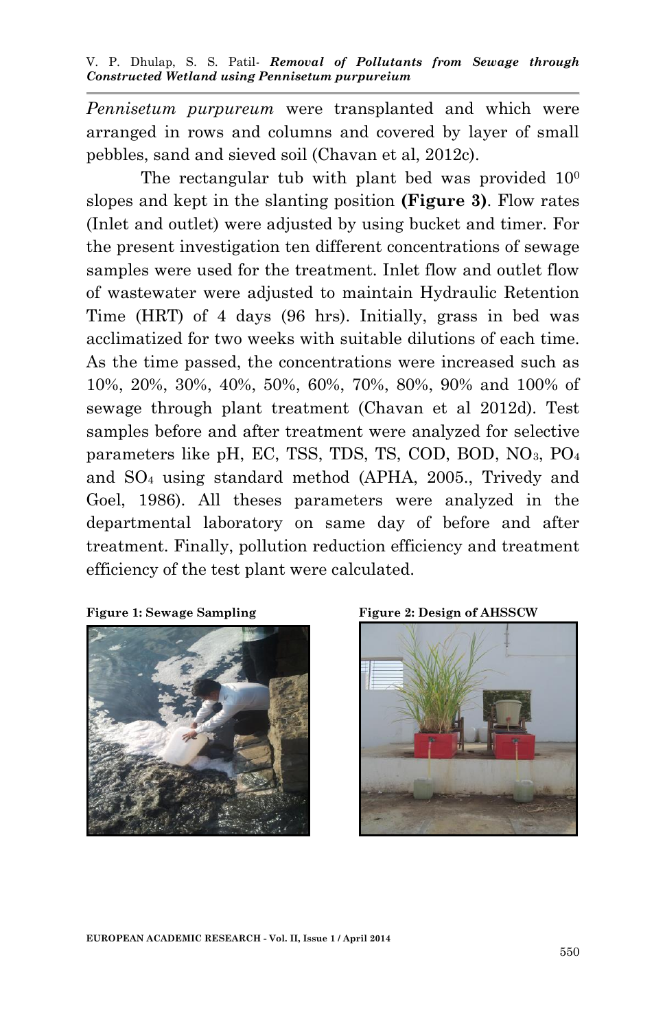*Pennisetum purpureum* were transplanted and which were arranged in rows and columns and covered by layer of small pebbles, sand and sieved soil (Chavan et al, 2012c).

The rectangular tub with plant bed was provided $10^0$ slopes and kept in the slanting position **(Figure 3)**. Flow rates (Inlet and outlet) were adjusted by using bucket and timer. For the present investigation ten different concentrations of sewage samples were used for the treatment. Inlet flow and outlet flow of wastewater were adjusted to maintain Hydraulic Retention Time (HRT) of 4 days (96 hrs). Initially, grass in bed was acclimatized for two weeks with suitable dilutions of each time. As the time passed, the concentrations were increased such as 10%, 20%, 30%, 40%, 50%, 60%, 70%, 80%, 90% and 100% of sewage through plant treatment (Chavan et al 2012d). Test samples before and after treatment were analyzed for selective parameters like pH, EC, TSS, TDS, TS, COD, BOD, $NO_3$, $PO_4$ and $SO_4$ using standard method (APHA, 2005., Trivedy and Goel, 1986). All theses parameters were analyzed in the departmental laboratory on same day of before and after treatment. Finally, pollution reduction efficiency and treatment efficiency of the test plant were calculated.

**Figure 1: Sewage Sampling**

**Figure 2: Design of AHSSCW**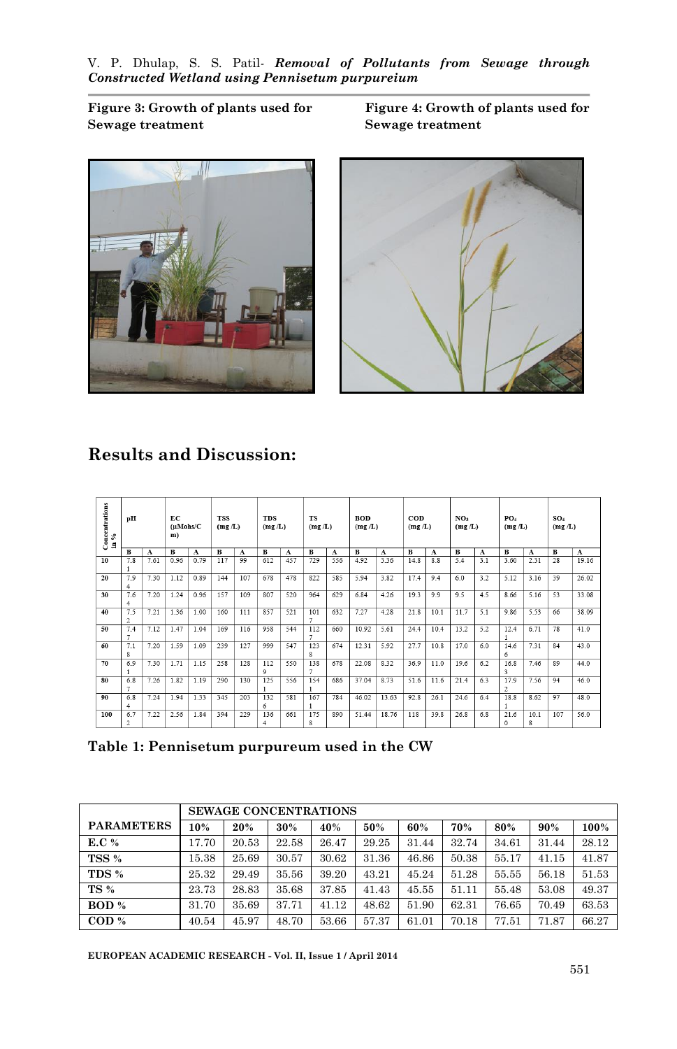**Figure 3: Growth of plants used for Sewage treatment**

**Figure 4: Growth of plants used for Sewage treatment**

## Results and Discussion:

| Concentrations in % | pH | | EC (μMohs/Cm) | | TSS (mg /L) | | TDS (mg /L) | | TS (mg /L) | | BOD (mg /L) | | COD (mg /L) | | $NO_3$ (mg /L) | | $PO_4$ (mg /L) | | $SO_4$ (mg /L) | |
|---|---|---|---|---|---|---|---|---|---|---|---|---|---|---|---|---|---|---|---|---|
| | B | A | B | A | B | A | B | A | B | A | B | A | B | A | B | A | B | A | B | A |
| 10 | 7.81 | 7.61 | 0.96 | 0.79 | 117 | 99 | 612 | 457 | 729 | 556 | 4.92 | 3.36 | 14.8 | 8.8 | 5.4 | 3.1 | 3.60 | 2.31 | 28 | 19.16 |
| 20 | 7.94 | 7.30 | 1.12 | 0.89 | 144 | 107 | 678 | 478 | 822 | 585 | 5.94 | 3.82 | 17.4 | 9.4 | 6.0 | 3.2 | 5.12 | 3.16 | 39 | 26.02 |
| 30 | 7.64 | 7.20 | 1.24 | 0.96 | 157 | 109 | 807 | 520 | 964 | 629 | 6.84 | 4.26 | 19.3 | 9.9 | 9.5 | 4.5 | 8.66 | 5.16 | 53 | 33.08 |
| 40 | 7.52 | 7.21 | 1.36 | 1.00 | 160 | 111 | 857 | 521 | 1017 | 632 | 7.27 | 4.28 | 21.8 | 10.1 | 11.7 | 5.1 | 9.86 | 5.53 | 66 | 38.09 |
| 50 | 7.47 | 7.12 | 1.47 | 1.04 | 169 | 116 | 958 | 544 | 1127 | 660 | 10.92 | 5.61 | 24.4 | 10.4 | 13.2 | 5.2 | 12.41 | 6.71 | 78 | 41.0 |
| 60 | 7.18 | 7.20 | 1.59 | 1.09 | 239 | 127 | 999 | 547 | 1238 | 674 | 12.31 | 5.92 | 27.7 | 10.8 | 17.0 | 6.0 | 14.66 | 7.31 | 84 | 43.0 |
| 70 | 6.91 | 7.30 | 1.71 | 1.15 | 258 | 128 | 1129 | 550 | 1387 | 678 | 22.08 | 8.32 | 36.9 | 11.0 | 19.6 | 6.2 | 16.83 | 7.46 | 89 | 44.0 |
| 80 | 6.87 | 7.26 | 1.82 | 1.19 | 290 | 130 | 1251 | 556 | 1541 | 686 | 37.04 | 8.73 | 51.6 | 11.6 | 21.4 | 6.3 | 17.92 | 7.56 | 94 | 46.0 |
| 90 | 6.84 | 7.24 | 1.94 | 1.33 | 345 | 203 | 1326 | 581 | 1671 | 784 | 46.02 | 13.63 | 92.8 | 26.1 | 24.6 | 6.4 | 18.81 | 8.62 | 97 | 48.0 |
| 100 | 6.72 | 7.22 | 2.56 | 1.84 | 394 | 229 | 1364 | 661 | 1758 | 890 | 51.44 | 18.76 | 118 | 39.8 | 26.8 | 6.8 | 21.60 | 10.18 | 107 | 56.0 |

**Table 1: Pennisetum purpureum used in the CW**

| PARAMETERS | SEWAGE CONCENTRATIONS | | | | | | | | | |
|---|---|---|---|---|---|---|---|---|---|---|
| | 10% | 20% | 30% | 40% | 50% | 60% | 70% | 80% | 90% | 100% |
| E.C % | 17.70 | 20.53 | 22.58 | 26.47 | 29.25 | 31.44 | 32.74 | 34.61 | 31.44 | 28.12 |
| TSS % | 15.38 | 25.69 | 30.57 | 30.62 | 31.36 | 46.86 | 50.38 | 55.17 | 41.15 | 41.87 |
| TDS % | 25.32 | 29.49 | 35.56 | 39.20 | 43.21 | 45.24 | 51.28 | 55.55 | 56.18 | 51.53 |
| TS % | 23.73 | 28.83 | 35.68 | 37.85 | 41.43 | 45.55 | 51.11 | 55.48 | 53.08 | 49.37 |
| BOD % | 31.70 | 35.69 | 37.71 | 41.12 | 48.62 | 51.90 | 62.31 | 76.65 | 70.49 | 63.53 |
| COD % | 40.54 | 45.97 | 48.70 | 53.66 | 57.37 | 61.01 | 70.18 | 77.51 | 71.87 | 66.27 |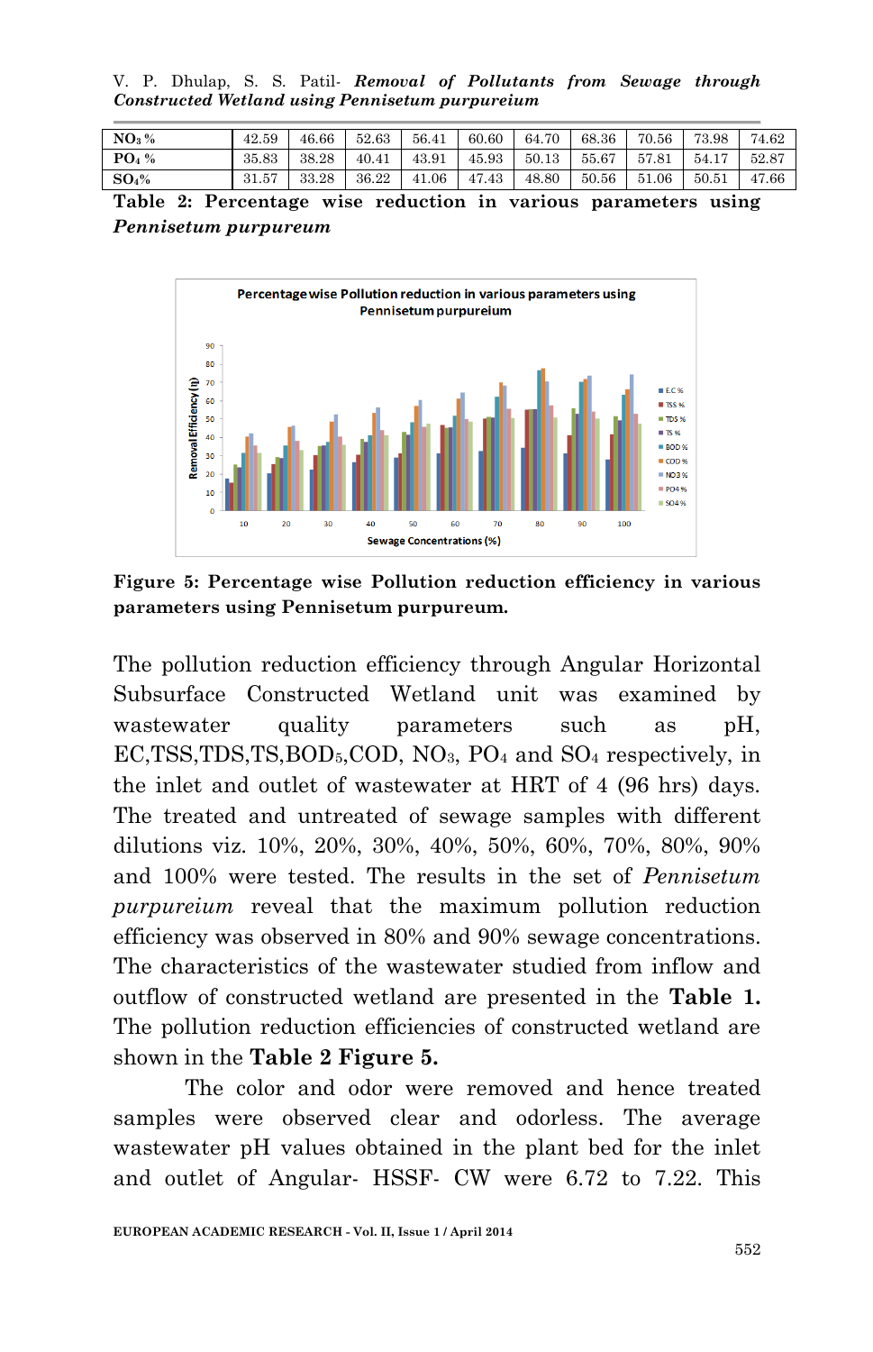| $NO_3$ % | 42.59 | 46.66 | 52.63 | 56.41 | 60.60 | 64.70 | 68.36 | 70.56 | 73.98 | 74.62 |
|---|---|---|---|---|---|---|---|---|---|---|
| $PO_4$ % | 35.83 | 38.28 | 40.41 | 43.91 | 45.93 | 50.13 | 55.67 | 57.81 | 54.17 | 52.87 |
| $SO_4$% | 31.57 | 33.28 | 36.22 | 41.06 | 47.43 | 48.80 | 50.56 | 51.06 | 50.51 | 47.66 |

**Table 2: Percentage wise reduction in various parameters using *Pennisetum purpureum***

**Figure 5: Percentage wise Pollution reduction efficiency in various parameters using Pennisetum purpureum.**

The pollution reduction efficiency through Angular Horizontal Subsurface Constructed Wetland unit was examined by wastewater quality parameters such as pH, EC,TSS,TDS,TS,$BOD_5$,COD, $NO_3$, $PO_4$ and $SO_4$ respectively, in the inlet and outlet of wastewater at HRT of 4 (96 hrs) days. The treated and untreated of sewage samples with different dilutions viz. 10%, 20%, 30%, 40%, 50%, 60%, 70%, 80%, 90% and 100% were tested. The results in the set of *Pennisetum purpureium* reveal that the maximum pollution reduction efficiency was observed in 80% and 90% sewage concentrations. The characteristics of the wastewater studied from inflow and outflow of constructed wetland are presented in the **Table 1.** The pollution reduction efficiencies of constructed wetland are shown in the **Table 2 Figure 5.**

The color and odor were removed and hence treated samples were observed clear and odorless. The average wastewater pH values obtained in the plant bed for the inlet and outlet of Angular- HSSF- CW were 6.72 to 7.22. This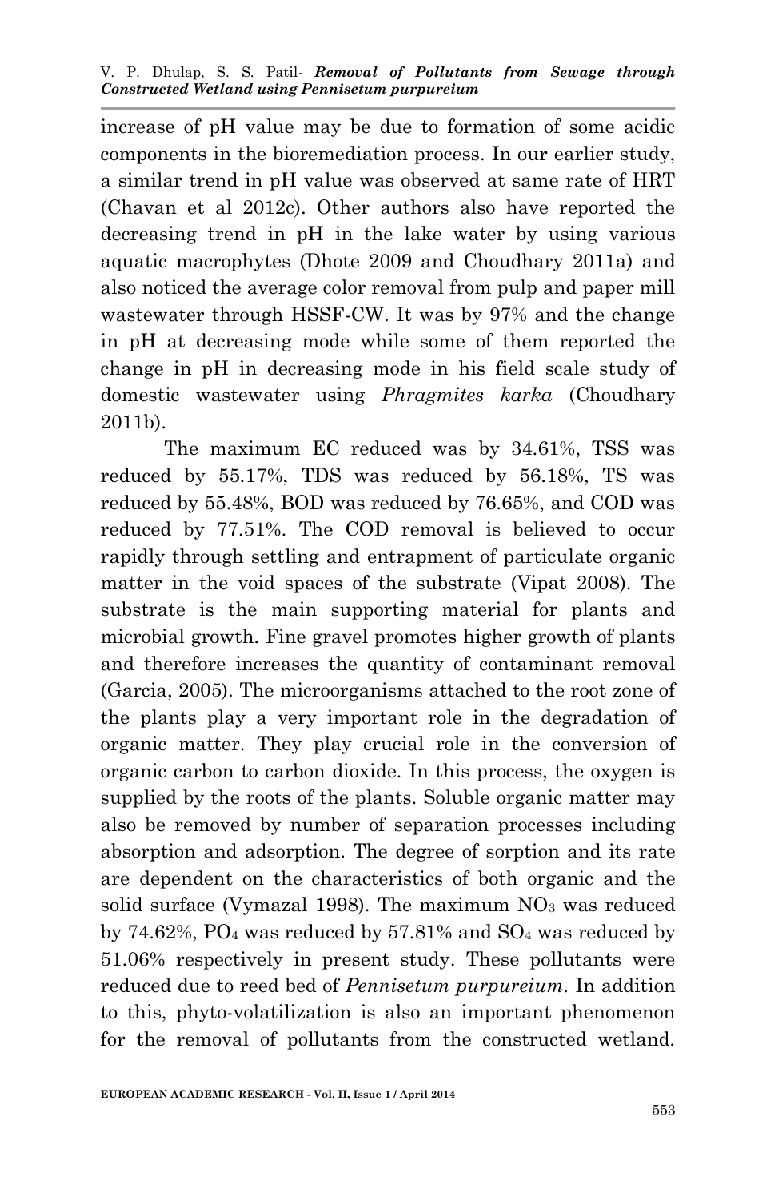increase of pH value may be due to formation of some acidic components in the bioremediation process. In our earlier study, a similar trend in pH value was observed at same rate of HRT (Chavan et al 2012c). Other authors also have reported the decreasing trend in pH in the lake water by using various aquatic macrophytes (Dhote 2009 and Choudhary 2011a) and also noticed the average color removal from pulp and paper mill wastewater through HSSF-CW. It was by 97% and the change in pH at decreasing mode while some of them reported the change in pH in decreasing mode in his field scale study of domestic wastewater using *Phragmites karka* (Choudhary 2011b).

The maximum EC reduced was by 34.61%, TSS was reduced by 55.17%, TDS was reduced by 56.18%, TS was reduced by 55.48%, BOD was reduced by 76.65%, and COD was reduced by 77.51%. The COD removal is believed to occur rapidly through settling and entrapment of particulate organic matter in the void spaces of the substrate (Vipat 2008). The substrate is the main supporting material for plants and microbial growth. Fine gravel promotes higher growth of plants and therefore increases the quantity of contaminant removal (Garcia, 2005). The microorganisms attached to the root zone of the plants play a very important role in the degradation of organic matter. They play crucial role in the conversion of organic carbon to carbon dioxide. In this process, the oxygen is supplied by the roots of the plants. Soluble organic matter may also be removed by number of separation processes including absorption and adsorption. The degree of sorption and its rate are dependent on the characteristics of both organic and the solid surface (Vymazal 1998). The maximum $NO_3$ was reduced by 74.62%, $PO_4$ was reduced by 57.81% and $SO_4$ was reduced by 51.06% respectively in present study. These pollutants were reduced due to reed bed of *Pennisetum purpureium*. In addition to this, phyto-volatilization is also an important phenomenon for the removal of pollutants from the constructed wetland.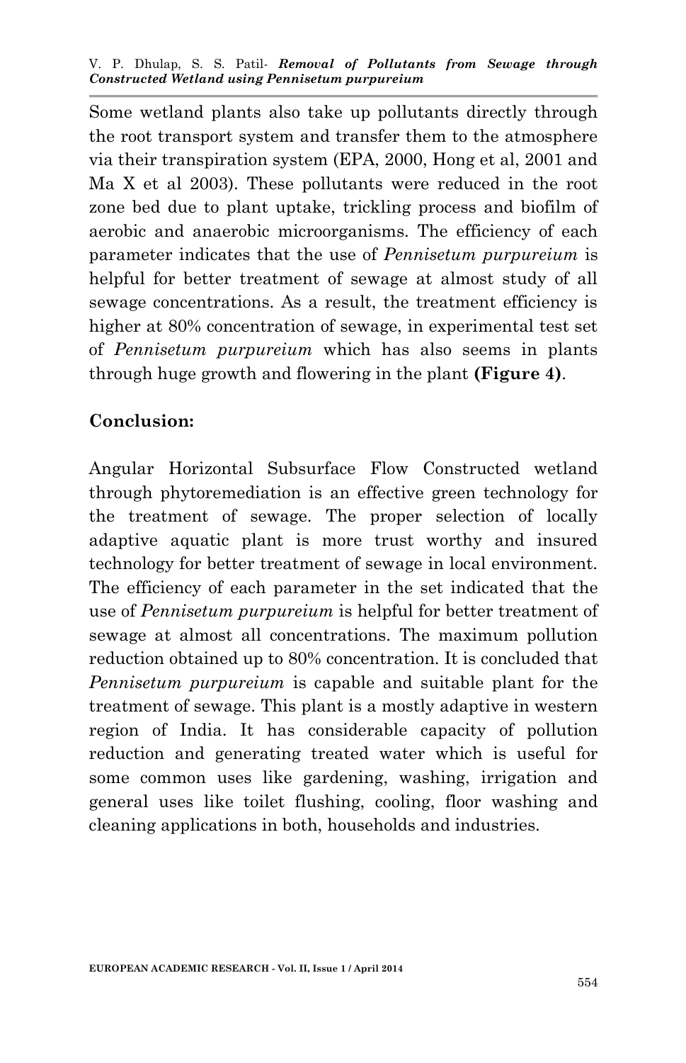Some wetland plants also take up pollutants directly through the root transport system and transfer them to the atmosphere via their transpiration system (EPA, 2000, Hong et al, 2001 and Ma X et al 2003). These pollutants were reduced in the root zone bed due to plant uptake, trickling process and biofilm of aerobic and anaerobic microorganisms. The efficiency of each parameter indicates that the use of *Pennisetum purpureium* is helpful for better treatment of sewage at almost study of all sewage concentrations. As a result, the treatment efficiency is higher at 80% concentration of sewage, in experimental test set of *Pennisetum purpureium* which has also seems in plants through huge growth and flowering in the plant **(Figure 4)**.

## Conclusion:

Angular Horizontal Subsurface Flow Constructed wetland through phytoremediation is an effective green technology for the treatment of sewage. The proper selection of locally adaptive aquatic plant is more trust worthy and insured technology for better treatment of sewage in local environment. The efficiency of each parameter in the set indicated that the use of *Pennisetum purpureium* is helpful for better treatment of sewage at almost all concentrations. The maximum pollution reduction obtained up to 80% concentration. It is concluded that *Pennisetum purpureium* is capable and suitable plant for the treatment of sewage. This plant is a mostly adaptive in western region of India. It has considerable capacity of pollution reduction and generating treated water which is useful for some common uses like gardening, washing, irrigation and general uses like toilet flushing, cooling, floor washing and cleaning applications in both, households and industries.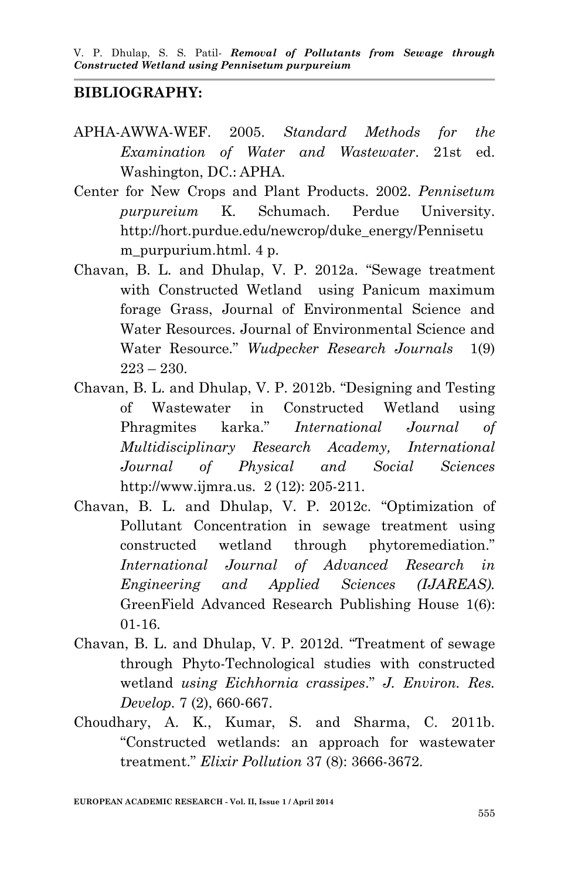**BIBLIOGRAPHY:**

APHA-AWWA-WEF. 2005. *Standard Methods for the Examination of Water and Wastewater*. 21st ed. Washington, DC.: APHA.

Center for New Crops and Plant Products. 2002. *Pennisetum purpureium* K. Schumach. Perdue University. http://hort.purdue.edu/newcrop/duke_energy/Pennisetum_purpurium.html. 4 p.

Chavan, B. L. and Dhulap, V. P. 2012a. "Sewage treatment with Constructed Wetland using Panicum maximum forage Grass, Journal of Environmental Science and Water Resources. Journal of Environmental Science and Water Resource." *Wudpecker Research Journals* 1(9) 223 – 230.

Chavan, B. L. and Dhulap, V. P. 2012b. "Designing and Testing of Wastewater in Constructed Wetland using Phragmites karka." *International Journal of Multidisciplinary Research Academy, International Journal of Physical and Social Sciences* http://www.ijmra.us. 2 (12): 205-211.

Chavan, B. L. and Dhulap, V. P. 2012c. "Optimization of Pollutant Concentration in sewage treatment using constructed wetland through phytoremediation." *International Journal of Advanced Research in Engineering and Applied Sciences (IJAREAS).* GreenField Advanced Research Publishing House 1(6): 01-16.

Chavan, B. L. and Dhulap, V. P. 2012d. "Treatment of sewage through Phyto-Technological studies with constructed wetland *using Eichhornia crassipes*." *J. Environ. Res. Develop.* 7 (2), 660-667.

Choudhary, A. K., Kumar, S. and Sharma, C. 2011b. "Constructed wetlands: an approach for wastewater treatment." *Elixir Pollution* 37 (8): 3666-3672.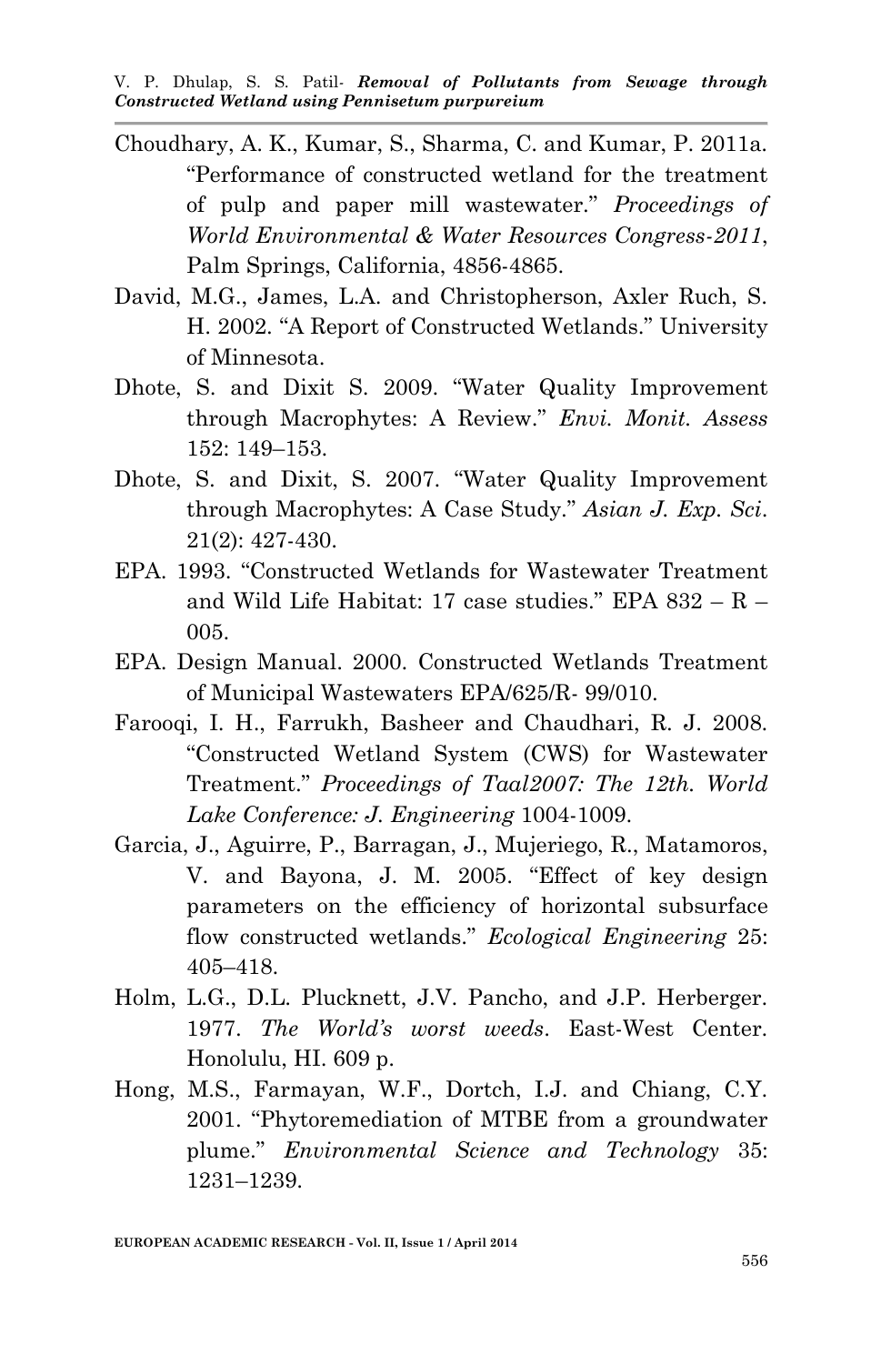Choudhary, A. K., Kumar, S., Sharma, C. and Kumar, P. 2011a. "Performance of constructed wetland for the treatment of pulp and paper mill wastewater." *Proceedings of World Environmental & Water Resources Congress-2011*, Palm Springs, California, 4856-4865.

David, M.G., James, L.A. and Christopherson, Axler Ruch, S. H. 2002. "A Report of Constructed Wetlands." University of Minnesota.

Dhote, S. and Dixit S. 2009. "Water Quality Improvement through Macrophytes: A Review." *Envi. Monit. Assess* 152: 149–153.

Dhote, S. and Dixit, S. 2007. "Water Quality Improvement through Macrophytes: A Case Study." *Asian J. Exp. Sci*. 21(2): 427-430.

EPA. 1993. "Constructed Wetlands for Wastewater Treatment and Wild Life Habitat: 17 case studies." EPA 832 – R – 005.

EPA. Design Manual. 2000. Constructed Wetlands Treatment of Municipal Wastewaters EPA/625/R- 99/010.

Farooqi, I. H., Farrukh, Basheer and Chaudhari, R. J. 2008. "Constructed Wetland System (CWS) for Wastewater Treatment." *Proceedings of Taal2007: The 12th. World Lake Conference: J. Engineering* 1004-1009.

Garcia, J., Aguirre, P., Barragan, J., Mujeriego, R., Matamoros, V. and Bayona, J. M. 2005. "Effect of key design parameters on the efficiency of horizontal subsurface flow constructed wetlands." *Ecological Engineering* 25: 405–418.

Holm, L.G., D.L. Plucknett, J.V. Pancho, and J.P. Herberger. 1977. *The World's worst weeds*. East-West Center. Honolulu, HI. 609 p.

Hong, M.S., Farmayan, W.F., Dortch, I.J. and Chiang, C.Y. 2001. "Phytoremediation of MTBE from a groundwater plume." *Environmental Science and Technology* 35: 1231–1239.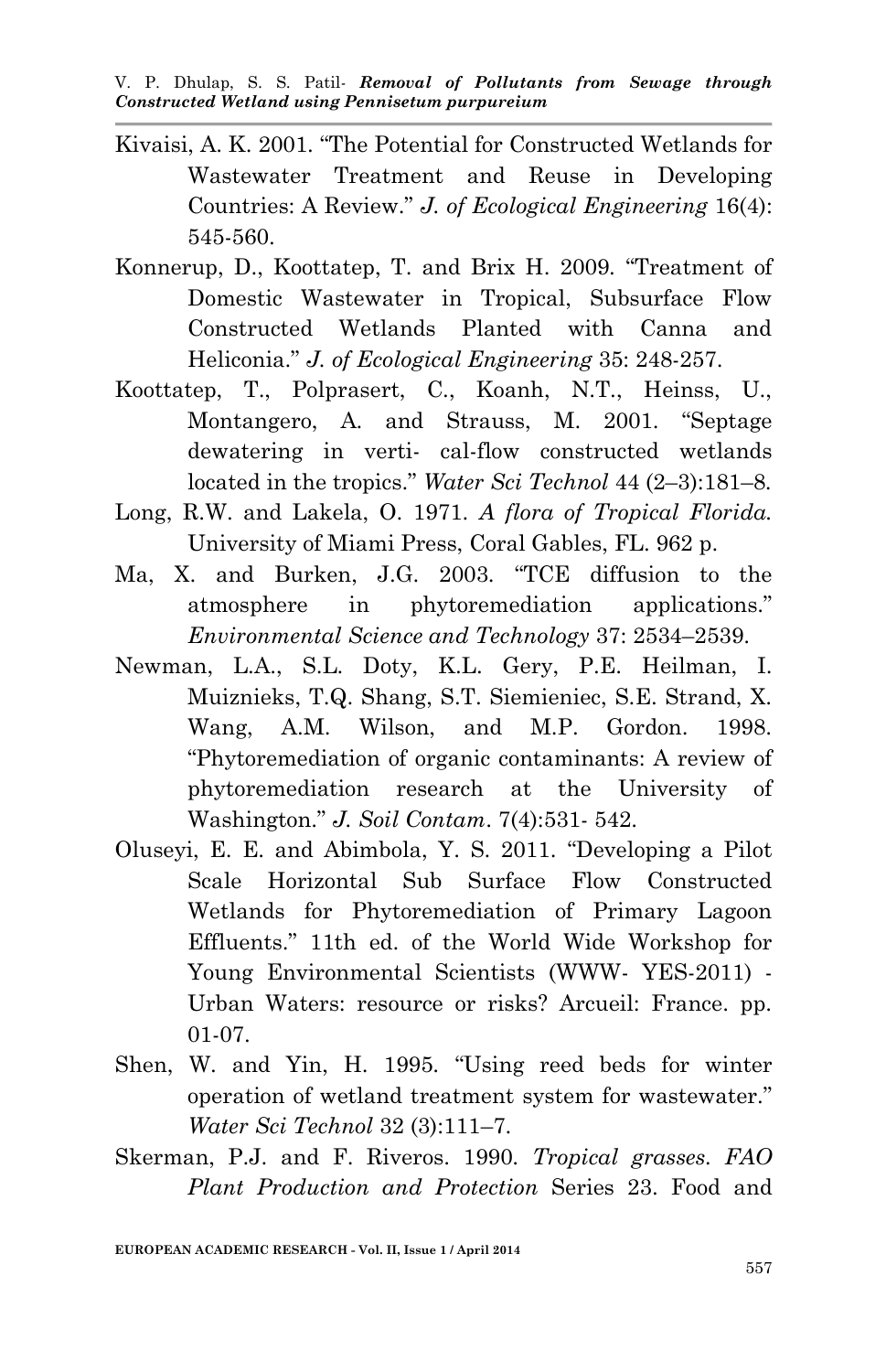Kivaisi, A. K. 2001. "The Potential for Constructed Wetlands for Wastewater Treatment and Reuse in Developing Countries: A Review." *J. of Ecological Engineering* 16(4): 545-560.

Konnerup, D., Koottatep, T. and Brix H. 2009. "Treatment of Domestic Wastewater in Tropical, Subsurface Flow Constructed Wetlands Planted with Canna and Heliconia." *J. of Ecological Engineering* 35: 248-257.

Koottatep, T., Polprasert, C., Koanh, N.T., Heinss, U., Montangero, A. and Strauss, M. 2001. "Septage dewatering in verti- cal-flow constructed wetlands located in the tropics." *Water Sci Technol* 44 (2–3):181–8.

Long, R.W. and Lakela, O. 1971. *A flora of Tropical Florida.* University of Miami Press, Coral Gables, FL. 962 p.

Ma, X. and Burken, J.G. 2003. "TCE diffusion to the atmosphere in phytoremediation applications." *Environmental Science and Technology* 37: 2534–2539.

Newman, L.A., S.L. Doty, K.L. Gery, P.E. Heilman, I. Muiznieks, T.Q. Shang, S.T. Siemieniec, S.E. Strand, X. Wang, A.M. Wilson, and M.P. Gordon. 1998. "Phytoremediation of organic contaminants: A review of phytoremediation research at the University of Washington." *J. Soil Contam*. 7(4):531- 542.

Oluseyi, E. E. and Abimbola, Y. S. 2011. "Developing a Pilot Scale Horizontal Sub Surface Flow Constructed Wetlands for Phytoremediation of Primary Lagoon Effluents." 11th ed. of the World Wide Workshop for Young Environmental Scientists (WWW- YES-2011) - Urban Waters: resource or risks? Arcueil: France. pp. 01-07.

Shen, W. and Yin, H. 1995. "Using reed beds for winter operation of wetland treatment system for wastewater." *Water Sci Technol* 32 (3):111–7.

Skerman, P.J. and F. Riveros. 1990. *Tropical grasses. FAO Plant Production and Protection* Series 23. Food and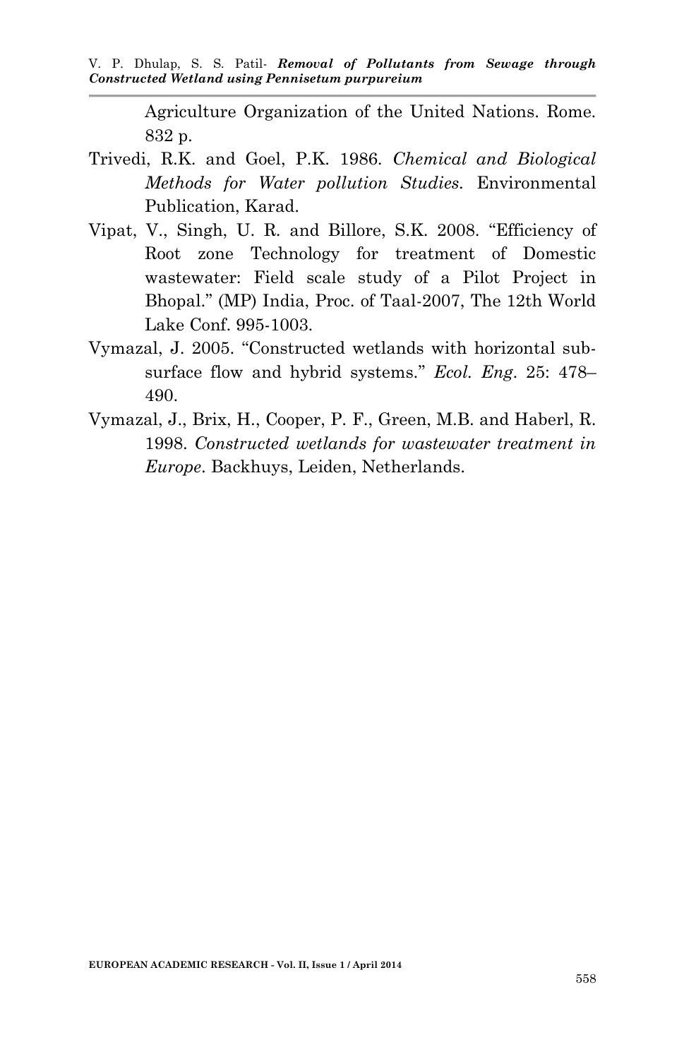Agriculture Organization of the United Nations. Rome. 832 p.

Trivedi, R.K. and Goel, P.K. 1986. *Chemical and Biological Methods for Water pollution Studies.* Environmental Publication, Karad.

Vipat, V., Singh, U. R. and Billore, S.K. 2008. "Efficiency of Root zone Technology for treatment of Domestic wastewater: Field scale study of a Pilot Project in Bhopal." (MP) India, Proc. of Taal-2007, The 12th World Lake Conf. 995-1003.

Vymazal, J. 2005. "Constructed wetlands with horizontal sub-surface flow and hybrid systems." *Ecol. Eng*. 25: 478–490.

Vymazal, J., Brix, H., Cooper, P. F., Green, M.B. and Haberl, R. 1998. *Constructed wetlands for wastewater treatment in Europe*. Backhuys, Leiden, Netherlands.